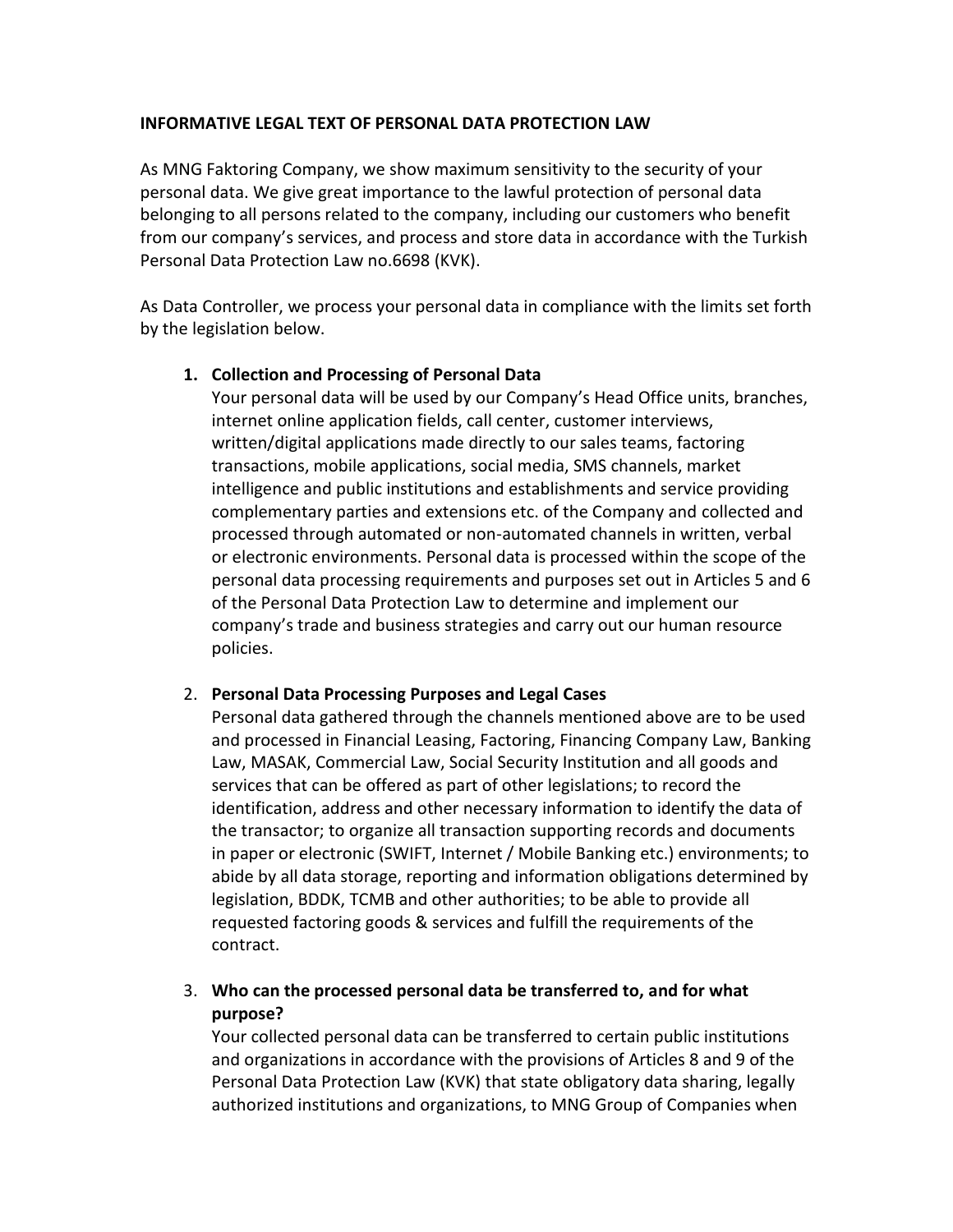**INFORMATIVE LEGAL TEXT OF PERSONAL DATA PROTECTION LAW**

As MNG Faktoring Company, we show maximum sensitivity to the security of your personal data. We give great importance to the lawful protection of personal data belonging to all persons related to the company, including our customers who benefit from our company's services, and process and store data in accordance with the Turkish Personal Data Protection Law no.6698 (KVK).

As Data Controller, we process your personal data in compliance with the limits set forth by the legislation below.

1. **Collection and Processing of Personal Data**
   Your personal data will be used by our Company's Head Office units, branches, internet online application fields, call center, customer interviews, written/digital applications made directly to our sales teams, factoring transactions, mobile applications, social media, SMS channels, market intelligence and public institutions and establishments and service providing complementary parties and extensions etc. of the Company and collected and processed through automated or non-automated channels in written, verbal or electronic environments. Personal data is processed within the scope of the personal data processing requirements and purposes set out in Articles 5 and 6 of the Personal Data Protection Law to determine and implement our company's trade and business strategies and carry out our human resource policies.

2. **Personal Data Processing Purposes and Legal Cases**
   Personal data gathered through the channels mentioned above are to be used and processed in Financial Leasing, Factoring, Financing Company Law, Banking Law, MASAK, Commercial Law, Social Security Institution and all goods and services that can be offered as part of other legislations; to record the identification, address and other necessary information to identify the data of the transactor; to organize all transaction supporting records and documents in paper or electronic (SWIFT, Internet / Mobile Banking etc.) environments; to abide by all data storage, reporting and information obligations determined by legislation, BDDK, TCMB and other authorities; to be able to provide all requested factoring goods & services and fulfill the requirements of the contract.

3. **Who can the processed personal data be transferred to, and for what purpose?**
   Your collected personal data can be transferred to certain public institutions and organizations in accordance with the provisions of Articles 8 and 9 of the Personal Data Protection Law (KVK) that state obligatory data sharing, legally authorized institutions and organizations, to MNG Group of Companies when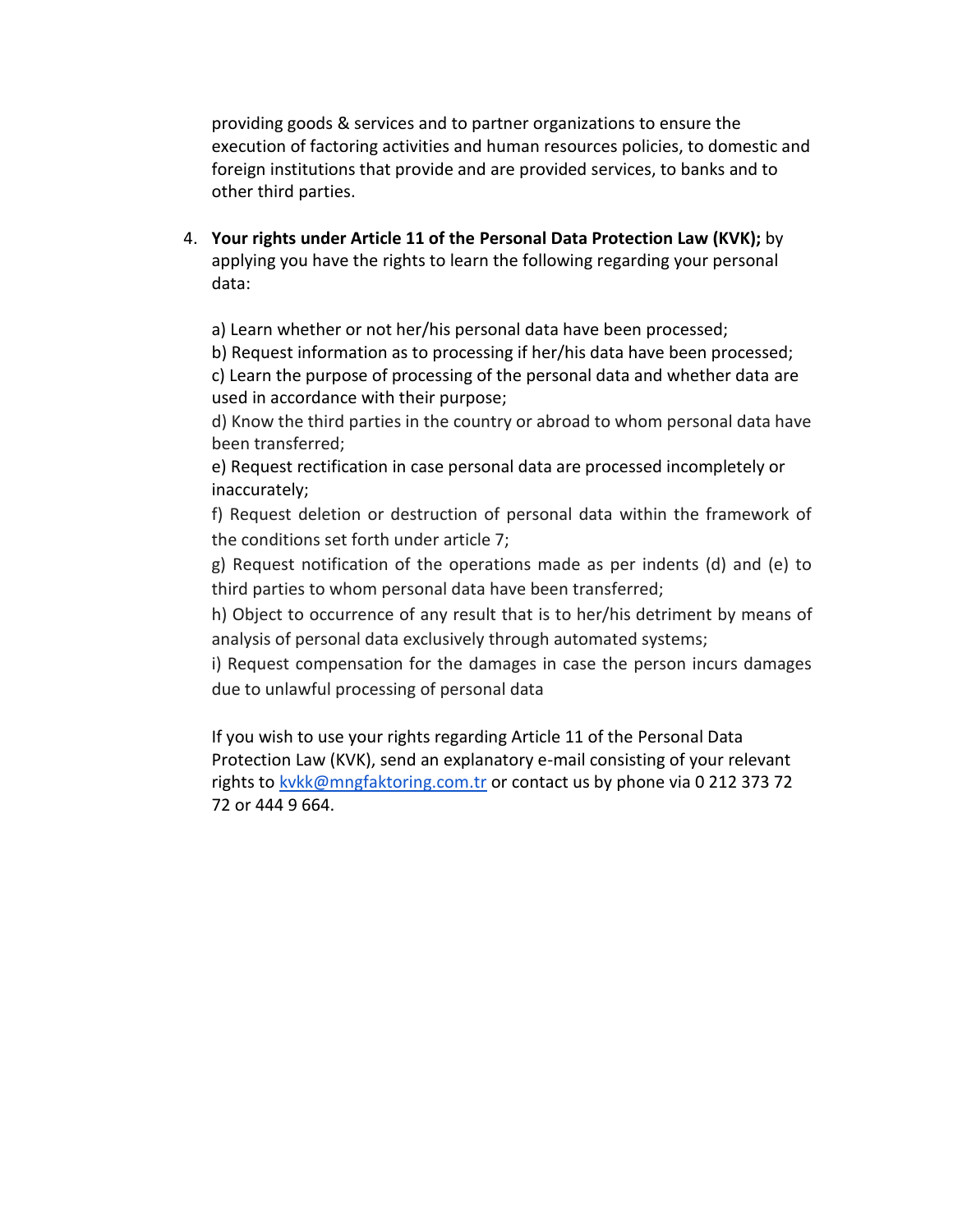providing goods & services and to partner organizations to ensure the execution of factoring activities and human resources policies, to domestic and foreign institutions that provide and are provided services, to banks and to other third parties.

4. **Your rights under Article 11 of the Personal Data Protection Law (KVK);** by applying you have the rights to learn the following regarding your personal data:

   a) Learn whether or not her/his personal data have been processed;
   b) Request information as to processing if her/his data have been processed;
   c) Learn the purpose of processing of the personal data and whether data are used in accordance with their purpose;
   d) Know the third parties in the country or abroad to whom personal data have been transferred;
   e) Request rectification in case personal data are processed incompletely or inaccurately;
   f) Request deletion or destruction of personal data within the framework of the conditions set forth under article 7;
   g) Request notification of the operations made as per indents (d) and (e) to third parties to whom personal data have been transferred;
   h) Object to occurrence of any result that is to her/his detriment by means of analysis of personal data exclusively through automated systems;
   i) Request compensation for the damages in case the person incurs damages due to unlawful processing of personal data

   If you wish to use your rights regarding Article 11 of the Personal Data Protection Law (KVK), send an explanatory e-mail consisting of your relevant rights to [kvkk@mngfaktoring.com.tr](mailto:kvkk@mngfaktoring.com.tr) or contact us by phone via 0 212 373 72 72 or 444 9 664.